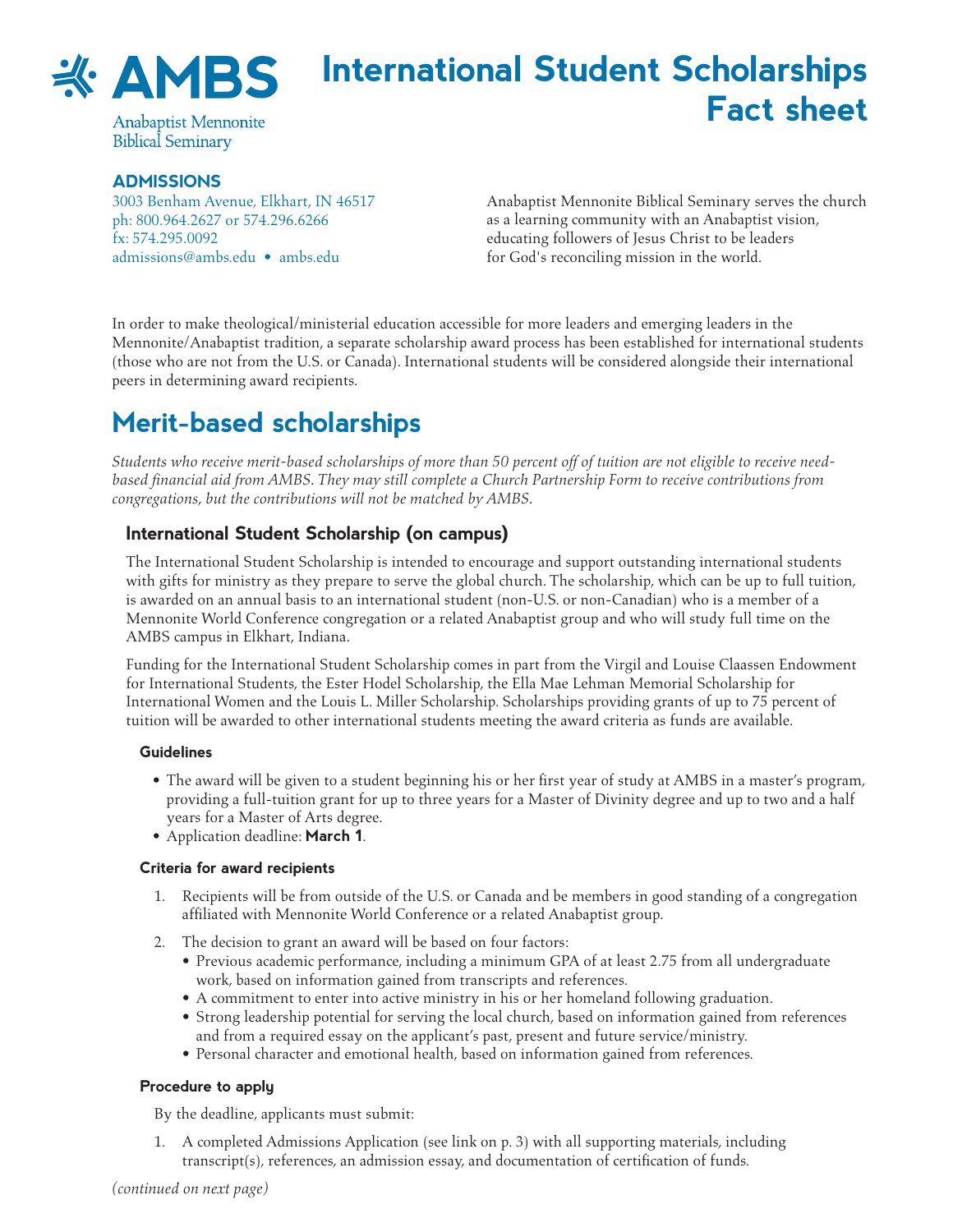AMBS
Anabaptist Mennonite Biblical Seminary

# International Student Scholarships Fact sheet

**ADMISSIONS**

3003 Benham Avenue, Elkhart, IN 46517
ph: 800.964.2627 or 574.296.6266
fx: 574.295.0092
admissions@ambs.edu • ambs.edu

Anabaptist Mennonite Biblical Seminary serves the church as a learning community with an Anabaptist vision, educating followers of Jesus Christ to be leaders for God's reconciling mission in the world.

In order to make theological/ministerial education accessible for more leaders and emerging leaders in the Mennonite/Anabaptist tradition, a separate scholarship award process has been established for international students (those who are not from the U.S. or Canada). International students will be considered alongside their international peers in determining award recipients.

## Merit-based scholarships

*Students who receive merit-based scholarships of more than 50 percent off of tuition are not eligible to receive need-based financial aid from AMBS. They may still complete a Church Partnership Form to receive contributions from congregations, but the contributions will not be matched by AMBS.*

### International Student Scholarship (on campus)

The International Student Scholarship is intended to encourage and support outstanding international students with gifts for ministry as they prepare to serve the global church. The scholarship, which can be up to full tuition, is awarded on an annual basis to an international student (non-U.S. or non-Canadian) who is a member of a Mennonite World Conference congregation or a related Anabaptist group and who will study full time on the AMBS campus in Elkhart, Indiana.

Funding for the International Student Scholarship comes in part from the Virgil and Louise Claassen Endowment for International Students, the Ester Hodel Scholarship, the Ella Mae Lehman Memorial Scholarship for International Women and the Louis L. Miller Scholarship. Scholarships providing grants of up to 75 percent of tuition will be awarded to other international students meeting the award criteria as funds are available.

#### Guidelines

- The award will be given to a student beginning his or her first year of study at AMBS in a master's program, providing a full-tuition grant for up to three years for a Master of Divinity degree and up to two and a half years for a Master of Arts degree.
- Application deadline: **March 1**.

#### Criteria for award recipients

1. Recipients will be from outside of the U.S. or Canada and be members in good standing of a congregation affiliated with Mennonite World Conference or a related Anabaptist group.
2. The decision to grant an award will be based on four factors:
   - Previous academic performance, including a minimum GPA of at least 2.75 from all undergraduate work, based on information gained from transcripts and references.
   - A commitment to enter into active ministry in his or her homeland following graduation.
   - Strong leadership potential for serving the local church, based on information gained from references and from a required essay on the applicant's past, present and future service/ministry.
   - Personal character and emotional health, based on information gained from references.

#### Procedure to apply

By the deadline, applicants must submit:

1. A completed Admissions Application (see link on p. 3) with all supporting materials, including transcript(s), references, an admission essay, and documentation of certification of funds.

*(continued on next page)*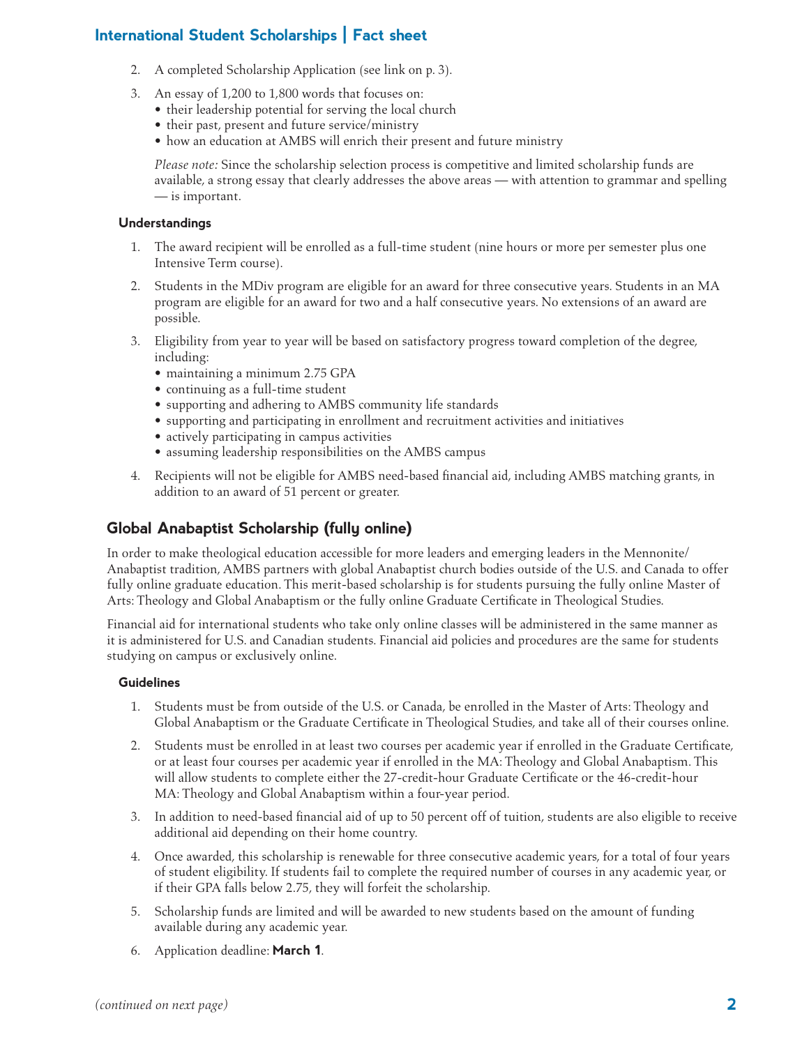2. A completed Scholarship Application (see link on p. 3).

3. An essay of 1,200 to 1,800 words that focuses on:
   - their leadership potential for serving the local church
   - their past, present and future service/ministry
   - how an education at AMBS will enrich their present and future ministry

   *Please note:* Since the scholarship selection process is competitive and limited scholarship funds are available, a strong essay that clearly addresses the above areas — with attention to grammar and spelling — is important.

#### Understandings

1. The award recipient will be enrolled as a full-time student (nine hours or more per semester plus one Intensive Term course).

2. Students in the MDiv program are eligible for an award for three consecutive years. Students in an MA program are eligible for an award for two and a half consecutive years. No extensions of an award are possible.

3. Eligibility from year to year will be based on satisfactory progress toward completion of the degree, including:
   - maintaining a minimum 2.75 GPA
   - continuing as a full-time student
   - supporting and adhering to AMBS community life standards
   - supporting and participating in enrollment and recruitment activities and initiatives
   - actively participating in campus activities
   - assuming leadership responsibilities on the AMBS campus

4. Recipients will not be eligible for AMBS need-based financial aid, including AMBS matching grants, in addition to an award of 51 percent or greater.

### Global Anabaptist Scholarship (fully online)

In order to make theological education accessible for more leaders and emerging leaders in the Mennonite/Anabaptist tradition, AMBS partners with global Anabaptist church bodies outside of the U.S. and Canada to offer fully online graduate education. This merit-based scholarship is for students pursuing the fully online Master of Arts: Theology and Global Anabaptism or the fully online Graduate Certificate in Theological Studies.

Financial aid for international students who take only online classes will be administered in the same manner as it is administered for U.S. and Canadian students. Financial aid policies and procedures are the same for students studying on campus or exclusively online.

#### Guidelines

1. Students must be from outside of the U.S. or Canada, be enrolled in the Master of Arts: Theology and Global Anabaptism or the Graduate Certificate in Theological Studies, and take all of their courses online.

2. Students must be enrolled in at least two courses per academic year if enrolled in the Graduate Certificate, or at least four courses per academic year if enrolled in the MA: Theology and Global Anabaptism. This will allow students to complete either the 27-credit-hour Graduate Certificate or the 46-credit-hour MA: Theology and Global Anabaptism within a four-year period.

3. In addition to need-based financial aid of up to 50 percent off of tuition, students are also eligible to receive additional aid depending on their home country.

4. Once awarded, this scholarship is renewable for three consecutive academic years, for a total of four years of student eligibility. If students fail to complete the required number of courses in any academic year, or if their GPA falls below 2.75, they will forfeit the scholarship.

5. Scholarship funds are limited and will be awarded to new students based on the amount of funding available during any academic year.

6. Application deadline: **March 1**.

*(continued on next page)*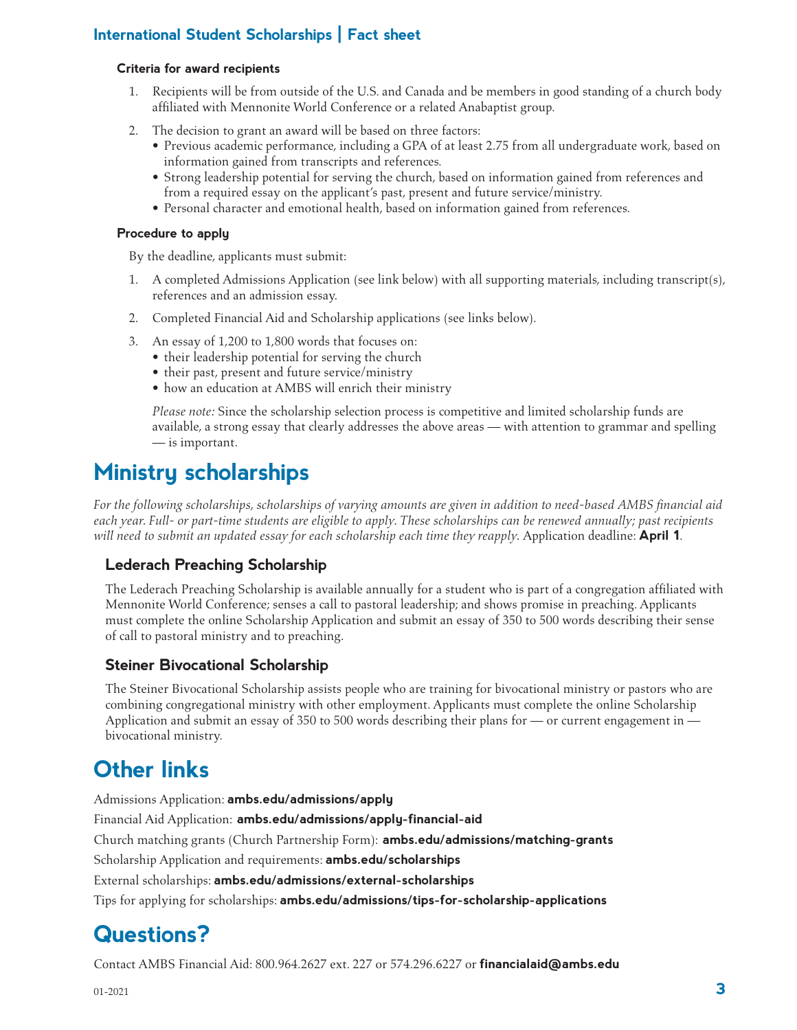## International Student Scholarships | Fact sheet

#### Criteria for award recipients

1. Recipients will be from outside of the U.S. and Canada and be members in good standing of a church body affiliated with Mennonite World Conference or a related Anabaptist group.
2. The decision to grant an award will be based on three factors:
   - Previous academic performance, including a GPA of at least 2.75 from all undergraduate work, based on information gained from transcripts and references.
   - Strong leadership potential for serving the church, based on information gained from references and from a required essay on the applicant's past, present and future service/ministry.
   - Personal character and emotional health, based on information gained from references.

#### Procedure to apply

By the deadline, applicants must submit:

1. A completed Admissions Application (see link below) with all supporting materials, including transcript(s), references and an admission essay.
2. Completed Financial Aid and Scholarship applications (see links below).
3. An essay of 1,200 to 1,800 words that focuses on:
   - their leadership potential for serving the church
   - their past, present and future service/ministry
   - how an education at AMBS will enrich their ministry

   *Please note:* Since the scholarship selection process is competitive and limited scholarship funds are available, a strong essay that clearly addresses the above areas — with attention to grammar and spelling — is important.

# Ministry scholarships

*For the following scholarships, scholarships of varying amounts are given in addition to need-based AMBS financial aid each year. Full- or part-time students are eligible to apply. These scholarships can be renewed annually; past recipients will need to submit an updated essay for each scholarship each time they reapply.* Application deadline: **April 1**.

### Lederach Preaching Scholarship

The Lederach Preaching Scholarship is available annually for a student who is part of a congregation affiliated with Mennonite World Conference; senses a call to pastoral leadership; and shows promise in preaching. Applicants must complete the online Scholarship Application and submit an essay of 350 to 500 words describing their sense of call to pastoral ministry and to preaching.

### Steiner Bivocational Scholarship

The Steiner Bivocational Scholarship assists people who are training for bivocational ministry or pastors who are combining congregational ministry with other employment. Applicants must complete the online Scholarship Application and submit an essay of 350 to 500 words describing their plans for — or current engagement in — bivocational ministry.

# Other links

Admissions Application: **ambs.edu/admissions/apply**

Financial Aid Application: **ambs.edu/admissions/apply-financial-aid**

Church matching grants (Church Partnership Form): **ambs.edu/admissions/matching-grants**

Scholarship Application and requirements: **ambs.edu/scholarships**

External scholarships: **ambs.edu/admissions/external-scholarships**

Tips for applying for scholarships: **ambs.edu/admissions/tips-for-scholarship-applications**

# Questions?

Contact AMBS Financial Aid: 800.964.2627 ext. 227 or 574.296.6227 or **financialaid@ambs.edu**

01-2021